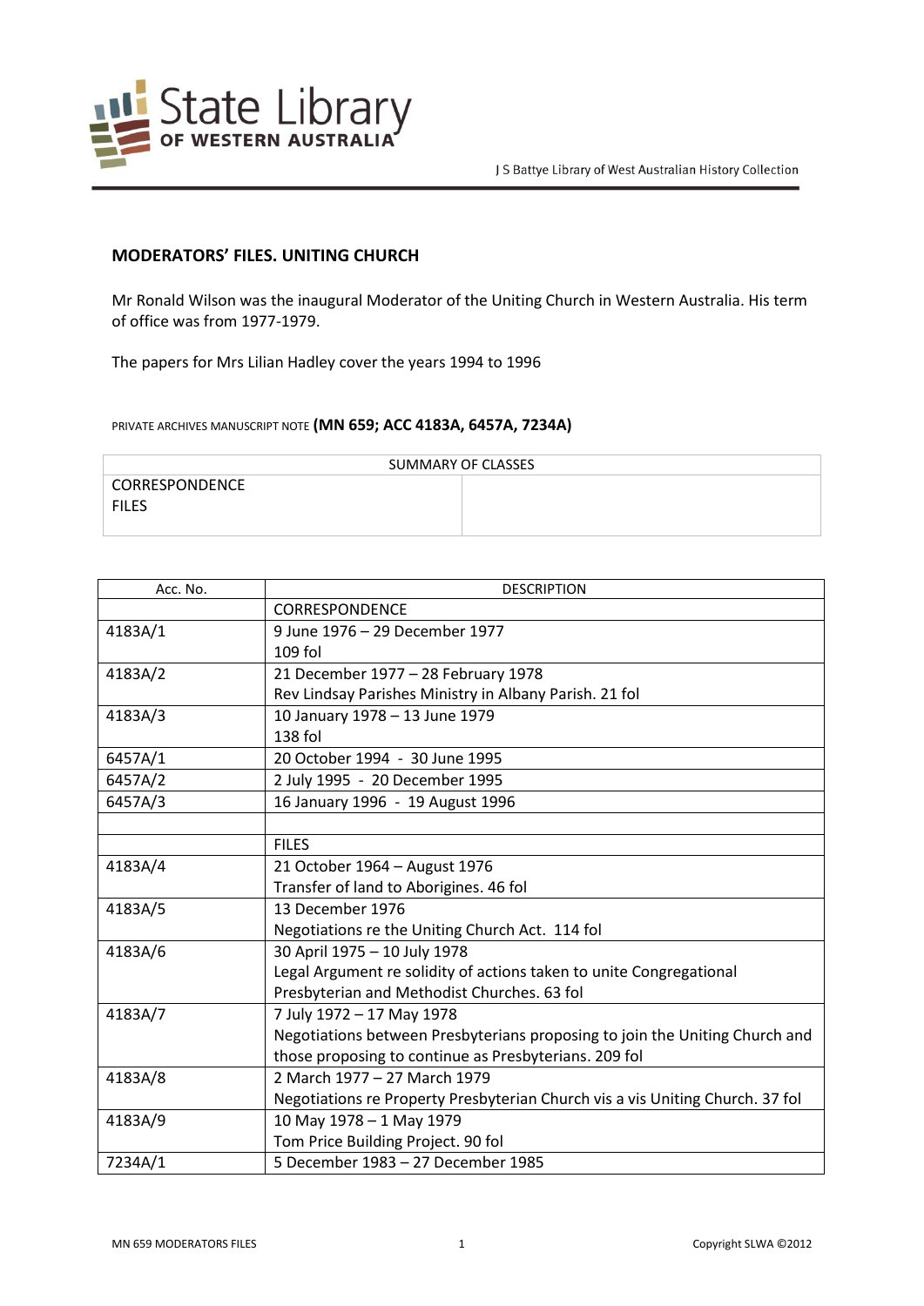## MODERATORS' FILES. UNITING CHURCH

Mr Ronald Wilson was the inaugural Moderator of the Uniting Church in Western Australia. His term of office was from 1977-1979.

The papers for Mrs Lilian Hadley cover the years 1994 to 1996

PRIVATE ARCHIVES MANUSCRIPT NOTE **(MN 659; ACC 4183A, 6457A, 7234A)**

| SUMMARY OF CLASSES | |
|---|---|
| CORRESPONDENCE<br>FILES | |

| Acc. No. | DESCRIPTION |
|---|---|
| | CORRESPONDENCE |
| 4183A/1 | 9 June 1976 – 29 December 1977<br>109 fol |
| 4183A/2 | 21 December 1977 – 28 February 1978<br>Rev Lindsay Parishes Ministry in Albany Parish. 21 fol |
| 4183A/3 | 10 January 1978 – 13 June 1979<br>138 fol |
| 6457A/1 | 20 October 1994 - 30 June 1995 |
| 6457A/2 | 2 July 1995 - 20 December 1995 |
| 6457A/3 | 16 January 1996 - 19 August 1996 |
| | |
| | FILES |
| 4183A/4 | 21 October 1964 – August 1976<br>Transfer of land to Aborigines. 46 fol |
| 4183A/5 | 13 December 1976<br>Negotiations re the Uniting Church Act. 114 fol |
| 4183A/6 | 30 April 1975 – 10 July 1978<br>Legal Argument re solidity of actions taken to unite Congregational Presbyterian and Methodist Churches. 63 fol |
| 4183A/7 | 7 July 1972 – 17 May 1978<br>Negotiations between Presbyterians proposing to join the Uniting Church and those proposing to continue as Presbyterians. 209 fol |
| 4183A/8 | 2 March 1977 – 27 March 1979<br>Negotiations re Property Presbyterian Church vis a vis Uniting Church. 37 fol |
| 4183A/9 | 10 May 1978 – 1 May 1979<br>Tom Price Building Project. 90 fol |
| 7234A/1 | 5 December 1983 – 27 December 1985 |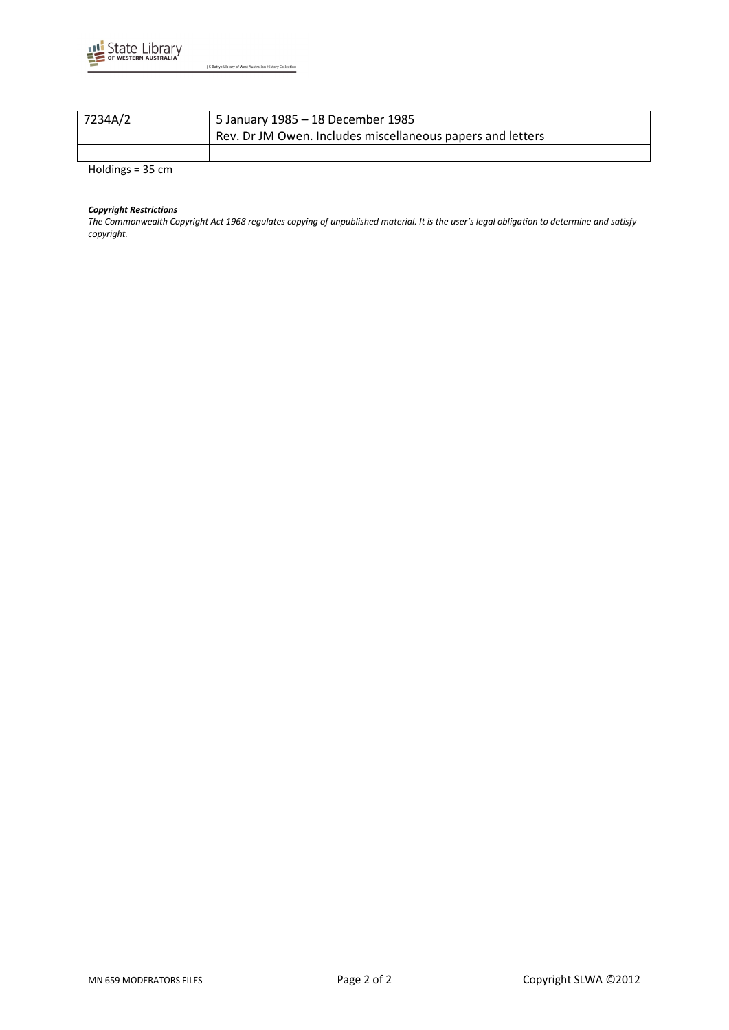| | |
|---|---|
| 7234A/2 | 5 January 1985 – 18 December 1985<br>Rev. Dr JM Owen. Includes miscellaneous papers and letters |
| | |

Holdings = 35 cm

***Copyright Restrictions***

*The Commonwealth Copyright Act 1968 regulates copying of unpublished material. It is the user's legal obligation to determine and satisfy copyright.*